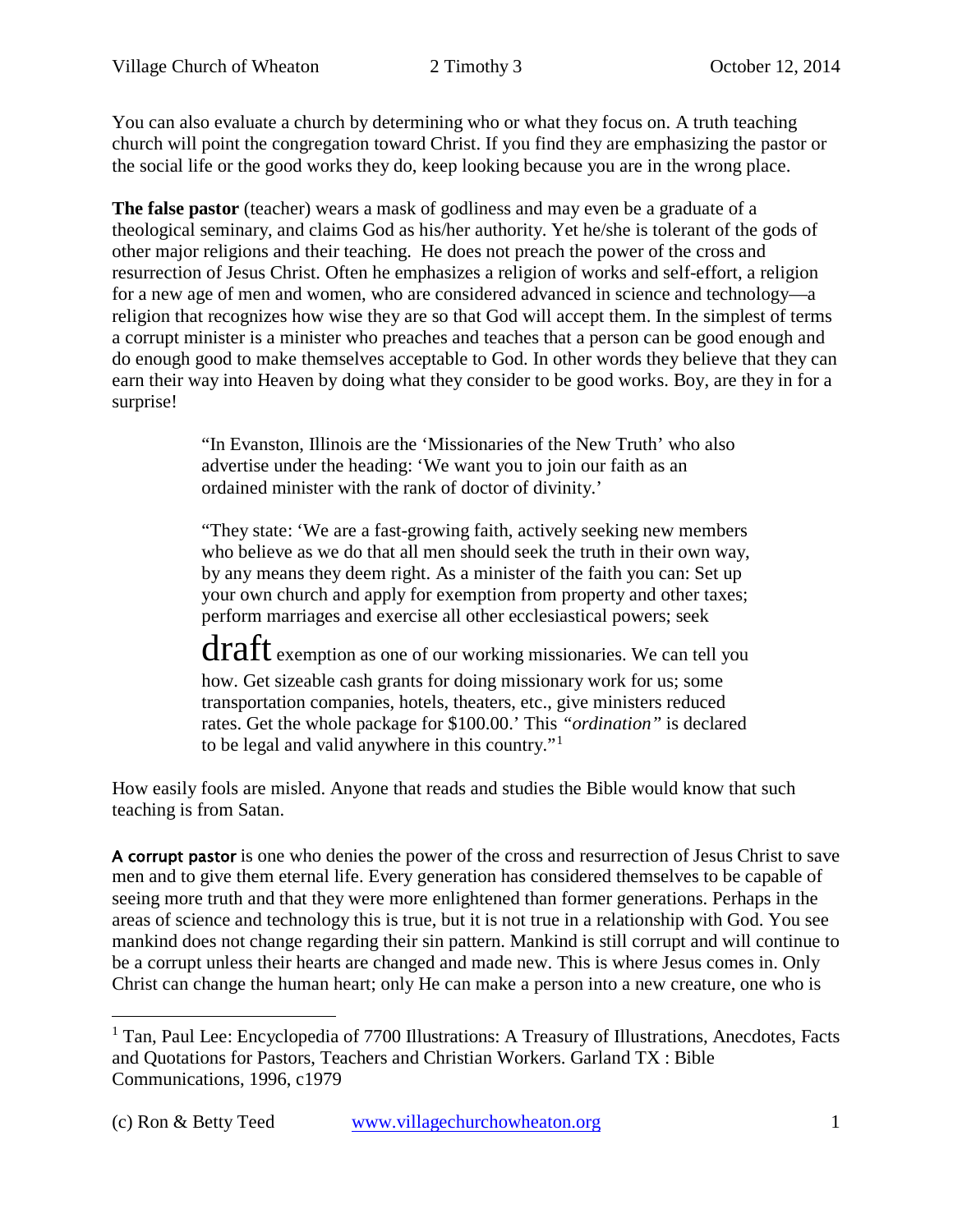You can also evaluate a church by determining who or what they focus on. A truth teaching church will point the congregation toward Christ. If you find they are emphasizing the pastor or the social life or the good works they do, keep looking because you are in the wrong place.

**The false pastor** (teacher) wears a mask of godliness and may even be a graduate of a theological seminary, and claims God as his/her authority. Yet he/she is tolerant of the gods of other major religions and their teaching. He does not preach the power of the cross and resurrection of Jesus Christ. Often he emphasizes a religion of works and self-effort, a religion for a new age of men and women, who are considered advanced in science and technology—a religion that recognizes how wise they are so that God will accept them. In the simplest of terms a corrupt minister is a minister who preaches and teaches that a person can be good enough and do enough good to make themselves acceptable to God. In other words they believe that they can earn their way into Heaven by doing what they consider to be good works. Boy, are they in for a surprise!

> "In Evanston, Illinois are the 'Missionaries of the New Truth' who also advertise under the heading: 'We want you to join our faith as an ordained minister with the rank of doctor of divinity.'
>
> "They state: 'We are a fast-growing faith, actively seeking new members who believe as we do that all men should seek the truth in their own way, by any means they deem right. As a minister of the faith you can: Set up your own church and apply for exemption from property and other taxes; perform marriages and exercise all other ecclesiastical powers; seek draft exemption as one of our working missionaries. We can tell you how. Get sizeable cash grants for doing missionary work for us; some transportation companies, hotels, theaters, etc., give ministers reduced rates. Get the whole package for $100.00.' This *"ordination"* is declared to be legal and valid anywhere in this country."[1]

How easily fools are misled. Anyone that reads and studies the Bible would know that such teaching is from Satan.

**A corrupt pastor** is one who denies the power of the cross and resurrection of Jesus Christ to save men and to give them eternal life. Every generation has considered themselves to be capable of seeing more truth and that they were more enlightened than former generations. Perhaps in the areas of science and technology this is true, but it is not true in a relationship with God. You see mankind does not change regarding their sin pattern. Mankind is still corrupt and will continue to be a corrupt unless their hearts are changed and made new. This is where Jesus comes in. Only Christ can change the human heart; only He can make a person into a new creature, one who is

---

[1] Tan, Paul Lee: Encyclopedia of 7700 Illustrations: A Treasury of Illustrations, Anecdotes, Facts and Quotations for Pastors, Teachers and Christian Workers. Garland TX : Bible Communications, 1996, c1979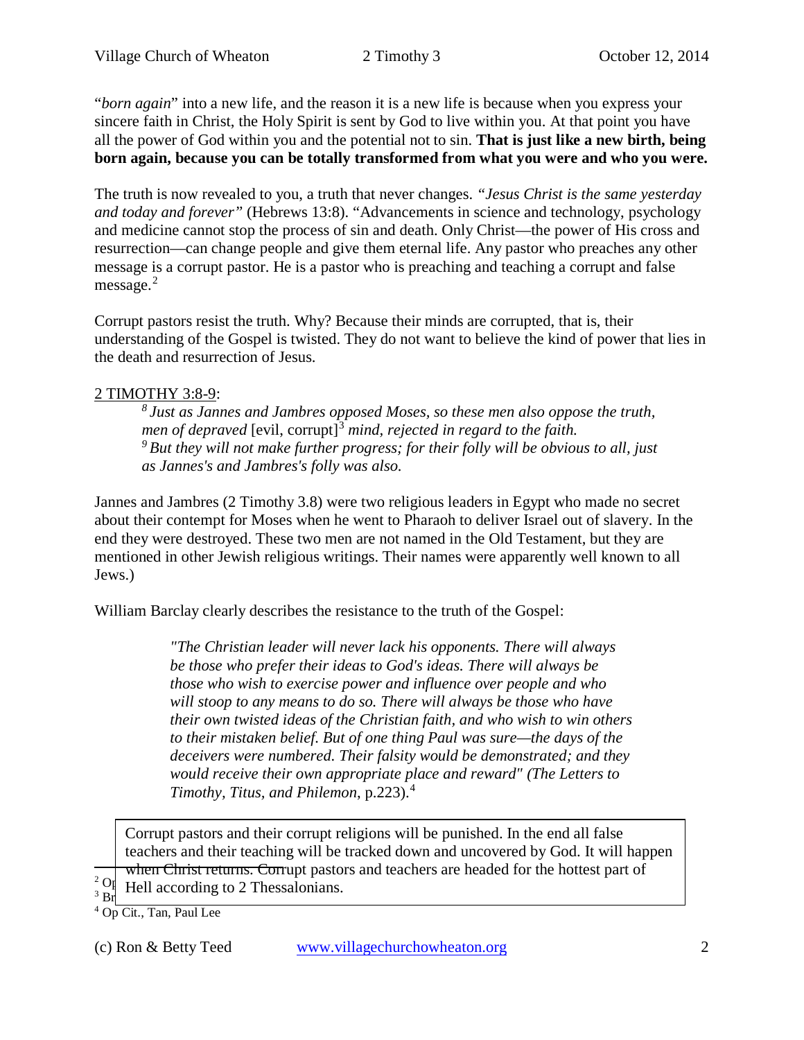"*born again*" into a new life, and the reason it is a new life is because when you express your sincere faith in Christ, the Holy Spirit is sent by God to live within you. At that point you have all the power of God within you and the potential not to sin. **That is just like a new birth, being born again, because you can be totally transformed from what you were and who you were.**

The truth is now revealed to you, a truth that never changes. *"Jesus Christ is the same yesterday and today and forever"* (Hebrews 13:8). "Advancements in science and technology, psychology and medicine cannot stop the process of sin and death. Only Christ—the power of His cross and resurrection—can change people and give them eternal life. Any pastor who preaches any other message is a corrupt pastor. He is a pastor who is preaching and teaching a corrupt and false message.[2]

Corrupt pastors resist the truth. Why? Because their minds are corrupted, that is, their understanding of the Gospel is twisted. They do not want to believe the kind of power that lies in the death and resurrection of Jesus.

2 TIMOTHY 3:8-9:

> [8] *Just as Jannes and Jambres opposed Moses, so these men also oppose the truth, men of depraved* [evil, corrupt][3] *mind, rejected in regard to the faith.*
> [9] *But they will not make further progress; for their folly will be obvious to all, just as Jannes's and Jambres's folly was also.*

Jannes and Jambres (2 Timothy 3.8) were two religious leaders in Egypt who made no secret about their contempt for Moses when he went to Pharaoh to deliver Israel out of slavery. In the end they were destroyed. These two men are not named in the Old Testament, but they are mentioned in other Jewish religious writings. Their names were apparently well known to all Jews.)

William Barclay clearly describes the resistance to the truth of the Gospel:

> *"The Christian leader will never lack his opponents. There will always be those who prefer their ideas to God's ideas. There will always be those who wish to exercise power and influence over people and who will stoop to any means to do so. There will always be those who have their own twisted ideas of the Christian faith, and who wish to win others to their mistaken belief. But of one thing Paul was sure—the days of the deceivers were numbered. Their falsity would be demonstrated; and they would receive their own appropriate place and reward" (The Letters to Timothy, Titus, and Philemon*, p.223).[4]

Corrupt pastors and their corrupt religions will be punished. In the end all false teachers and their teaching will be tracked down and uncovered by God. It will happen when Christ returns. Corrupt pastors and teachers are headed for the hottest part of Hell according to 2 Thessalonians.

---

[2] Op

[3] Br

[4] Op Cit., Tan, Paul Lee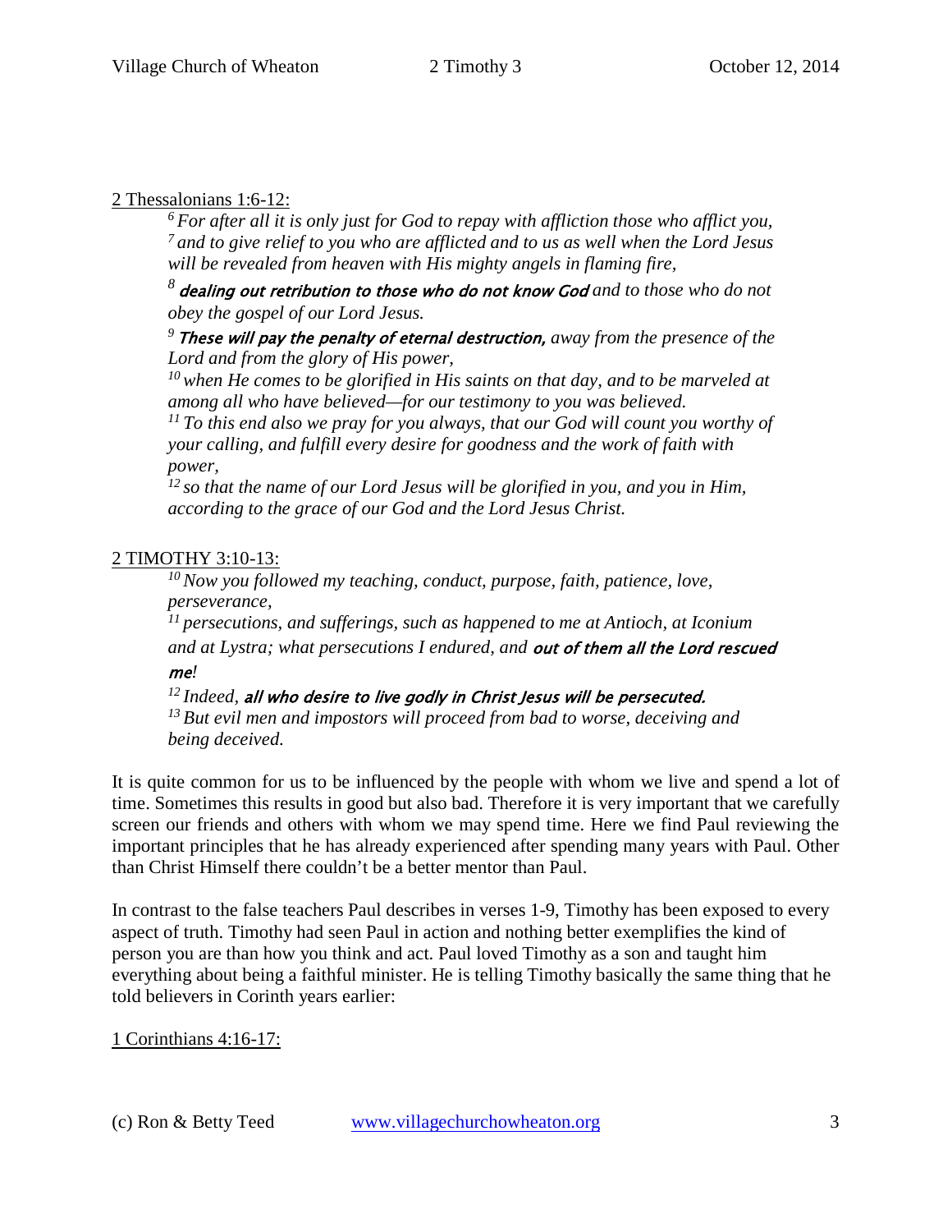<u>2 Thessalonians 1:6-12:</u>

> *[6] For after all it is only just for God to repay with affliction those who afflict you,*
> *[7] and to give relief to you who are afflicted and to us as well when the Lord Jesus will be revealed from heaven with His mighty angels in flaming fire,*
>
> *[8] **dealing out retribution to those who do not know God** and to those who do not obey the gospel of our Lord Jesus.*
>
> *[9] **These will pay the penalty of eternal destruction,** away from the presence of the Lord and from the glory of His power,*
>
> *[10] when He comes to be glorified in His saints on that day, and to be marveled at among all who have believed—for our testimony to you was believed.*
>
> *[11] To this end also we pray for you always, that our God will count you worthy of your calling, and fulfill every desire for goodness and the work of faith with power,*
>
> *[12] so that the name of our Lord Jesus will be glorified in you, and you in Him, according to the grace of our God and the Lord Jesus Christ.*

<u>2 TIMOTHY 3:10-13:</u>

> *[10] Now you followed my teaching, conduct, purpose, faith, patience, love, perseverance,*
>
> *[11] persecutions, and sufferings, such as happened to me at Antioch, at Iconium and at Lystra; what persecutions I endured, and **out of them all the Lord rescued me**!*
>
> *[12] Indeed, **all who desire to live godly in Christ Jesus will be persecuted.***
>
> *[13] But evil men and impostors will proceed from bad to worse, deceiving and being deceived.*

It is quite common for us to be influenced by the people with whom we live and spend a lot of time. Sometimes this results in good but also bad. Therefore it is very important that we carefully screen our friends and others with whom we may spend time. Here we find Paul reviewing the important principles that he has already experienced after spending many years with Paul. Other than Christ Himself there couldn't be a better mentor than Paul.

In contrast to the false teachers Paul describes in verses 1-9, Timothy has been exposed to every aspect of truth. Timothy had seen Paul in action and nothing better exemplifies the kind of person you are than how you think and act. Paul loved Timothy as a son and taught him everything about being a faithful minister. He is telling Timothy basically the same thing that he told believers in Corinth years earlier:

<u>1 Corinthians 4:16-17:</u>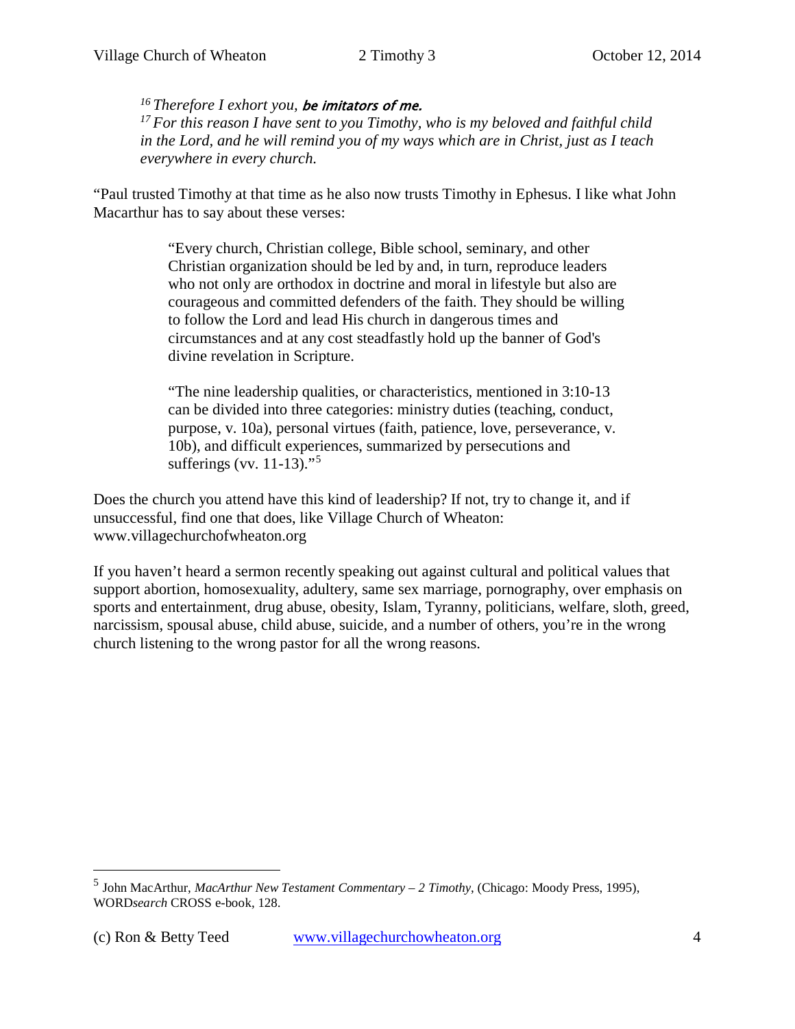> [16] *Therefore I exhort you, **be imitators of me.***
> [17] *For this reason I have sent to you Timothy, who is my beloved and faithful child in the Lord, and he will remind you of my ways which are in Christ, just as I teach everywhere in every church.*

"Paul trusted Timothy at that time as he also now trusts Timothy in Ephesus. I like what John Macarthur has to say about these verses:

> "Every church, Christian college, Bible school, seminary, and other Christian organization should be led by and, in turn, reproduce leaders who not only are orthodox in doctrine and moral in lifestyle but also are courageous and committed defenders of the faith. They should be willing to follow the Lord and lead His church in dangerous times and circumstances and at any cost steadfastly hold up the banner of God's divine revelation in Scripture.
>
> "The nine leadership qualities, or characteristics, mentioned in 3:10-13 can be divided into three categories: ministry duties (teaching, conduct, purpose, v. 10a), personal virtues (faith, patience, love, perseverance, v. 10b), and difficult experiences, summarized by persecutions and sufferings (vv. 11-13)."[5]

Does the church you attend have this kind of leadership? If not, try to change it, and if unsuccessful, find one that does, like Village Church of Wheaton: www.villagechurchofwheaton.org

If you haven't heard a sermon recently speaking out against cultural and political values that support abortion, homosexuality, adultery, same sex marriage, pornography, over emphasis on sports and entertainment, drug abuse, obesity, Islam, Tyranny, politicians, welfare, sloth, greed, narcissism, spousal abuse, child abuse, suicide, and a number of others, you're in the wrong church listening to the wrong pastor for all the wrong reasons.

---

[5] John MacArthur, *MacArthur New Testament Commentary – 2 Timothy*, (Chicago: Moody Press, 1995), WORD*search* CROSS e-book, 128.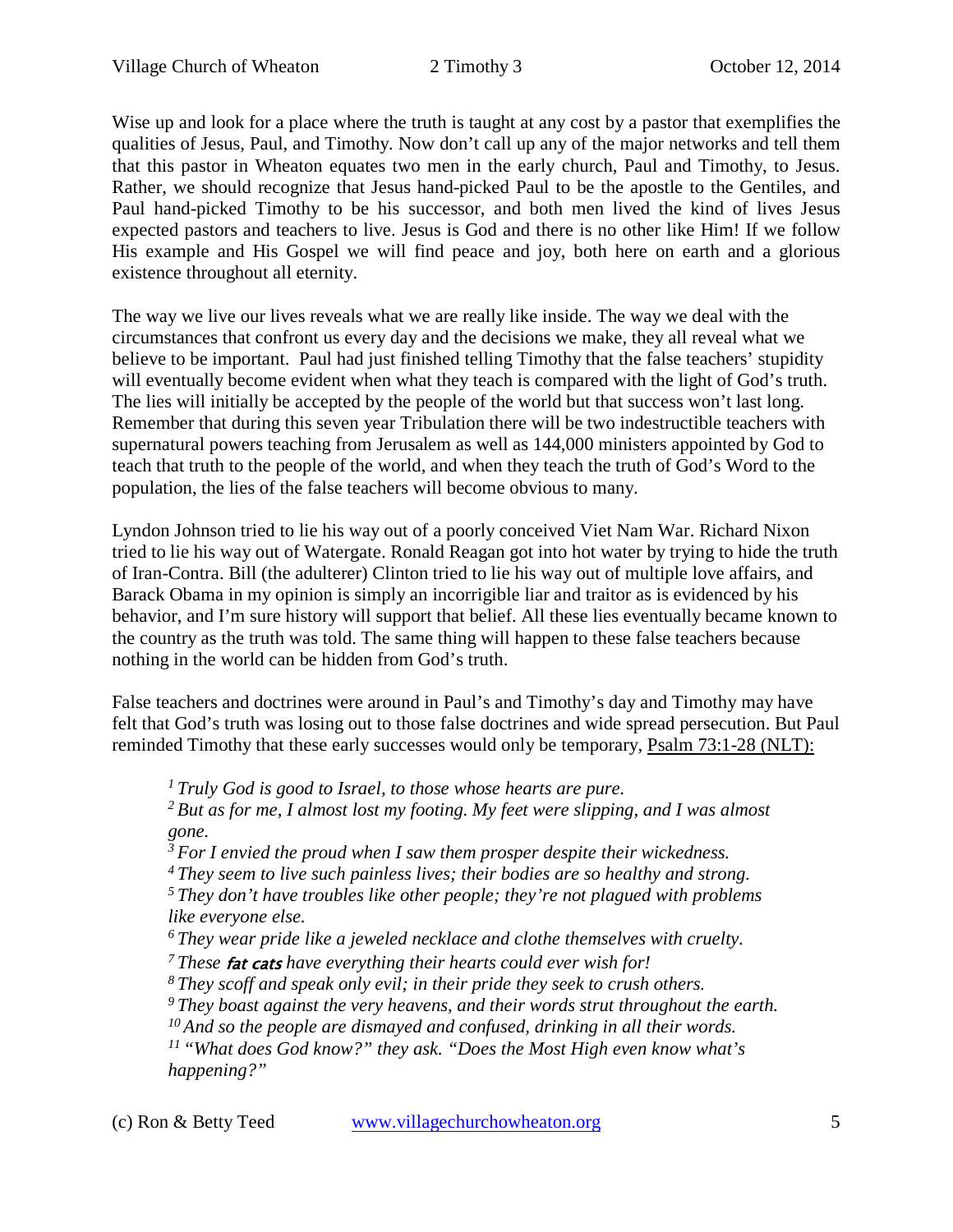Wise up and look for a place where the truth is taught at any cost by a pastor that exemplifies the qualities of Jesus, Paul, and Timothy. Now don't call up any of the major networks and tell them that this pastor in Wheaton equates two men in the early church, Paul and Timothy, to Jesus. Rather, we should recognize that Jesus hand-picked Paul to be the apostle to the Gentiles, and Paul hand-picked Timothy to be his successor, and both men lived the kind of lives Jesus expected pastors and teachers to live. Jesus is God and there is no other like Him! If we follow His example and His Gospel we will find peace and joy, both here on earth and a glorious existence throughout all eternity.

The way we live our lives reveals what we are really like inside. The way we deal with the circumstances that confront us every day and the decisions we make, they all reveal what we believe to be important. Paul had just finished telling Timothy that the false teachers' stupidity will eventually become evident when what they teach is compared with the light of God's truth. The lies will initially be accepted by the people of the world but that success won't last long. Remember that during this seven year Tribulation there will be two indestructible teachers with supernatural powers teaching from Jerusalem as well as 144,000 ministers appointed by God to teach that truth to the people of the world, and when they teach the truth of God's Word to the population, the lies of the false teachers will become obvious to many.

Lyndon Johnson tried to lie his way out of a poorly conceived Viet Nam War. Richard Nixon tried to lie his way out of Watergate. Ronald Reagan got into hot water by trying to hide the truth of Iran-Contra. Bill (the adulterer) Clinton tried to lie his way out of multiple love affairs, and Barack Obama in my opinion is simply an incorrigible liar and traitor as is evidenced by his behavior, and I'm sure history will support that belief. All these lies eventually became known to the country as the truth was told. The same thing will happen to these false teachers because nothing in the world can be hidden from God's truth.

False teachers and doctrines were around in Paul's and Timothy's day and Timothy may have felt that God's truth was losing out to those false doctrines and wide spread persecution. But Paul reminded Timothy that these early successes would only be temporary, Psalm 73:1-28 (NLT):

> *[1] Truly God is good to Israel, to those whose hearts are pure.*
> *[2] But as for me, I almost lost my footing. My feet were slipping, and I was almost gone.*
> *[3] For I envied the proud when I saw them prosper despite their wickedness.*
> *[4] They seem to live such painless lives; their bodies are so healthy and strong.*
> *[5] They don't have troubles like other people; they're not plagued with problems like everyone else.*
> *[6] They wear pride like a jeweled necklace and clothe themselves with cruelty.*
> *[7] These **fat cats** have everything their hearts could ever wish for!*
> *[8] They scoff and speak only evil; in their pride they seek to crush others.*
> *[9] They boast against the very heavens, and their words strut throughout the earth.*
> *[10] And so the people are dismayed and confused, drinking in all their words.*
> *[11] "What does God know?" they ask. "Does the Most High even know what's happening?"*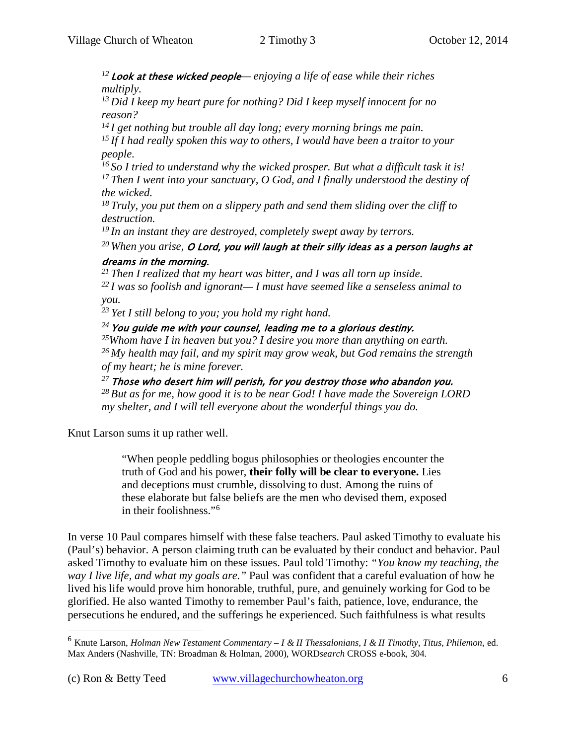*[12] **Look at these wicked people**— enjoying a life of ease while their riches multiply.*
*[13] Did I keep my heart pure for nothing? Did I keep myself innocent for no reason?*
*[14] I get nothing but trouble all day long; every morning brings me pain.*
*[15] If I had really spoken this way to others, I would have been a traitor to your people.*
*[16] So I tried to understand why the wicked prosper. But what a difficult task it is!*
*[17] Then I went into your sanctuary, O God, and I finally understood the destiny of the wicked.*
*[18] Truly, you put them on a slippery path and send them sliding over the cliff to destruction.*
*[19] In an instant they are destroyed, completely swept away by terrors.*
*[20] When you arise, **O Lord, you will laugh at their silly ideas as a person laughs at dreams in the morning.***
*[21] Then I realized that my heart was bitter, and I was all torn up inside.*
*[22] I was so foolish and ignorant— I must have seemed like a senseless animal to you.*
*[23] Yet I still belong to you; you hold my right hand.*
*[24] **You guide me with your counsel, leading me to a glorious destiny.***
*[25]Whom have I in heaven but you? I desire you more than anything on earth.*
*[26] My health may fail, and my spirit may grow weak, but God remains the strength of my heart; he is mine forever.*
*[27] **Those who desert him will perish, for you destroy those who abandon you.***
*[28] But as for me, how good it is to be near God! I have made the Sovereign LORD my shelter, and I will tell everyone about the wonderful things you do.*

Knut Larson sums it up rather well.

> "When people peddling bogus philosophies or theologies encounter the truth of God and his power, **their folly will be clear to everyone.** Lies and deceptions must crumble, dissolving to dust. Among the ruins of these elaborate but false beliefs are the men who devised them, exposed in their foolishness."[6]

In verse 10 Paul compares himself with these false teachers. Paul asked Timothy to evaluate his (Paul's) behavior. A person claiming truth can be evaluated by their conduct and behavior. Paul asked Timothy to evaluate him on these issues. Paul told Timothy: *"You know my teaching, the way I live life, and what my goals are."* Paul was confident that a careful evaluation of how he lived his life would prove him honorable, truthful, pure, and genuinely working for God to be glorified. He also wanted Timothy to remember Paul's faith, patience, love, endurance, the persecutions he endured, and the sufferings he experienced. Such faithfulness is what results

---

[6] Knute Larson, *Holman New Testament Commentary – I & II Thessalonians, I & II Timothy, Titus, Philemon*, ed. Max Anders (Nashville, TN: Broadman & Holman, 2000), WORD*search* CROSS e-book, 304.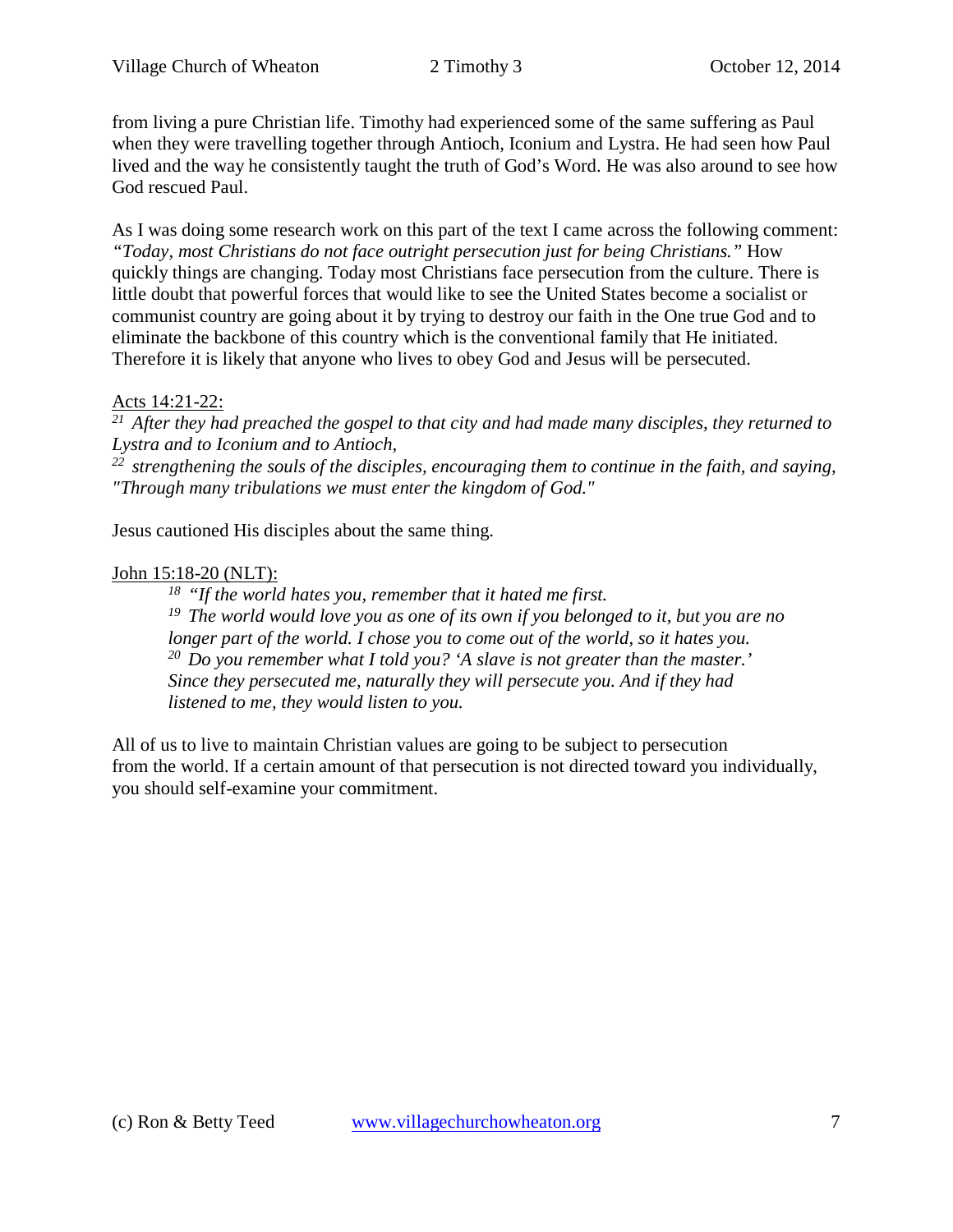from living a pure Christian life. Timothy had experienced some of the same suffering as Paul when they were travelling together through Antioch, Iconium and Lystra. He had seen how Paul lived and the way he consistently taught the truth of God's Word. He was also around to see how God rescued Paul.

As I was doing some research work on this part of the text I came across the following comment: *"Today, most Christians do not face outright persecution just for being Christians."* How quickly things are changing. Today most Christians face persecution from the culture. There is little doubt that powerful forces that would like to see the United States become a socialist or communist country are going about it by trying to destroy our faith in the One true God and to eliminate the backbone of this country which is the conventional family that He initiated. Therefore it is likely that anyone who lives to obey God and Jesus will be persecuted.

<u>Acts 14:21-22:</u>
[21] *After they had preached the gospel to that city and had made many disciples, they returned to Lystra and to Iconium and to Antioch,*
[22] *strengthening the souls of the disciples, encouraging them to continue in the faith, and saying, "Through many tribulations we must enter the kingdom of God."*

Jesus cautioned His disciples about the same thing.

<u>John 15:18-20 (NLT):</u>

> [18] *"If the world hates you, remember that it hated me first.*
> [19] *The world would love you as one of its own if you belonged to it, but you are no longer part of the world. I chose you to come out of the world, so it hates you.*
> [20] *Do you remember what I told you? 'A slave is not greater than the master.' Since they persecuted me, naturally they will persecute you. And if they had listened to me, they would listen to you.*

All of us to live to maintain Christian values are going to be subject to persecution from the world. If a certain amount of that persecution is not directed toward you individually, you should self-examine your commitment.